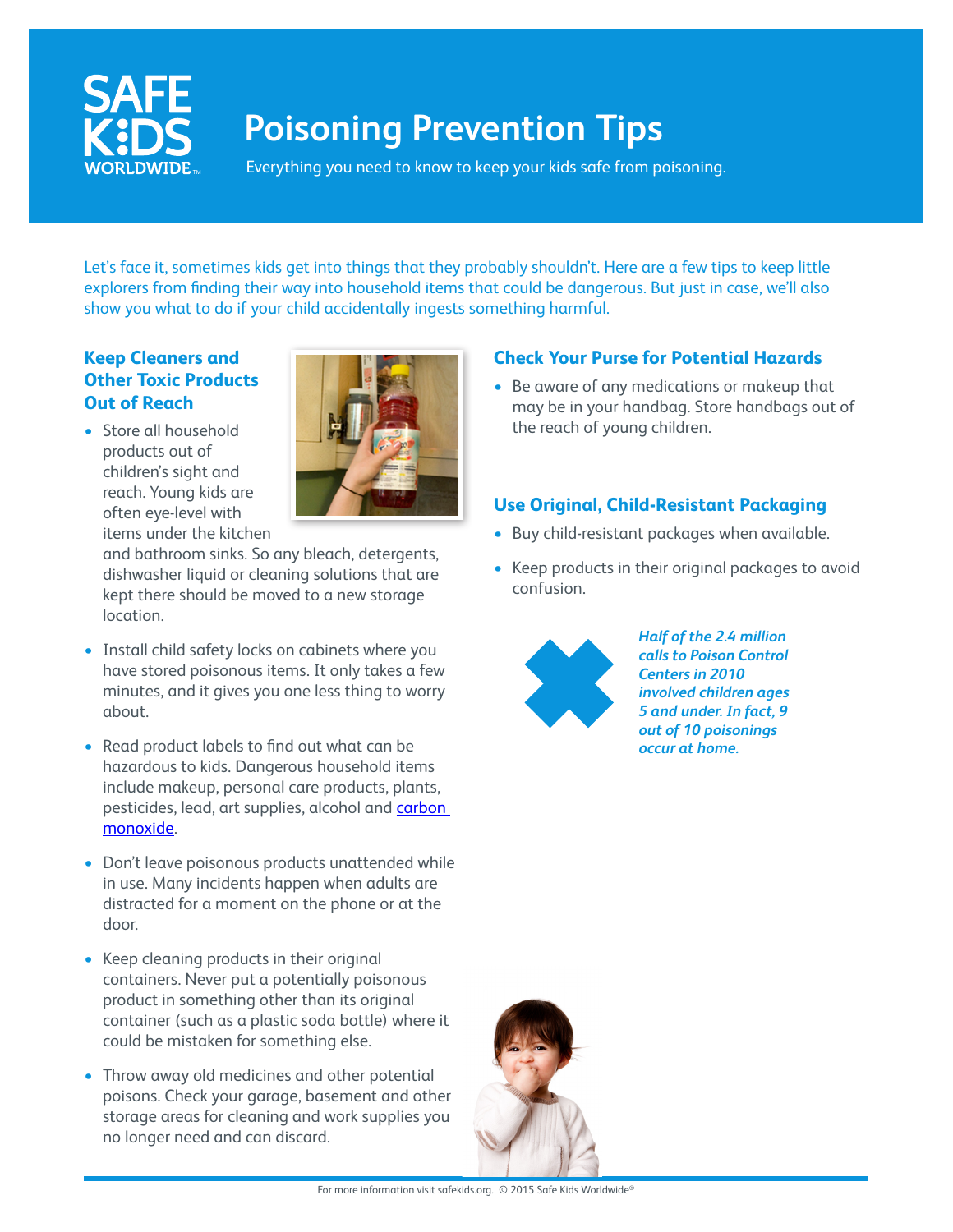SAFE KIDS WORLDWIDE

# Poisoning Prevention Tips

Everything you need to know to keep your kids safe from poisoning.

Let's face it, sometimes kids get into things that they probably shouldn't. Here are a few tips to keep little explorers from finding their way into household items that could be dangerous. But just in case, we'll also show you what to do if your child accidentally ingests something harmful.

## Keep Cleaners and Other Toxic Products Out of Reach

- Store all household products out of children's sight and reach. Young kids are often eye-level with items under the kitchen and bathroom sinks. So any bleach, detergents, dishwasher liquid or cleaning solutions that are kept there should be moved to a new storage location.
- Install child safety locks on cabinets where you have stored poisonous items. It only takes a few minutes, and it gives you one less thing to worry about.
- Read product labels to find out what can be hazardous to kids. Dangerous household items include makeup, personal care products, plants, pesticides, lead, art supplies, alcohol and carbon monoxide.
- Don't leave poisonous products unattended while in use. Many incidents happen when adults are distracted for a moment on the phone or at the door.
- Keep cleaning products in their original containers. Never put a potentially poisonous product in something other than its original container (such as a plastic soda bottle) where it could be mistaken for something else.
- Throw away old medicines and other potential poisons. Check your garage, basement and other storage areas for cleaning and work supplies you no longer need and can discard.

## Check Your Purse for Potential Hazards

- Be aware of any medications or makeup that may be in your handbag. Store handbags out of the reach of young children.

## Use Original, Child-Resistant Packaging

- Buy child-resistant packages when available.
- Keep products in their original packages to avoid confusion.

***Half of the 2.4 million calls to Poison Control Centers in 2010 involved children ages 5 and under. In fact, 9 out of 10 poisonings occur at home.***

For more information visit safekids.org. © 2015 Safe Kids Worldwide®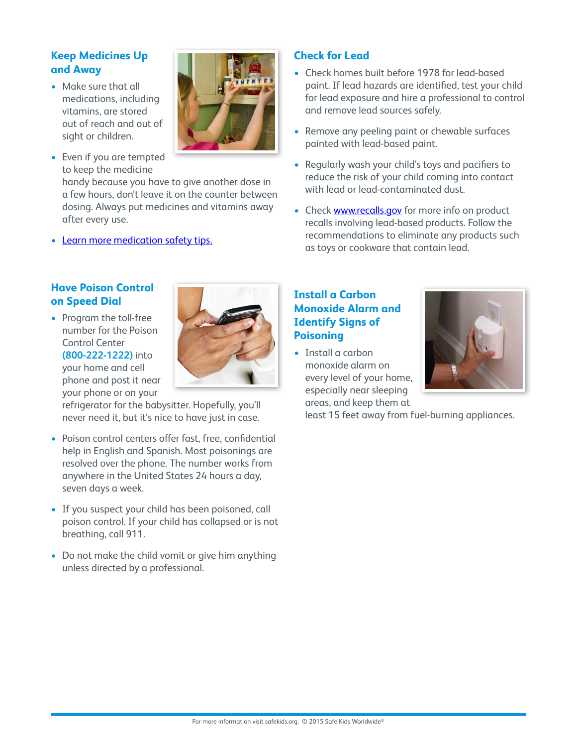## Keep Medicines Up and Away

- Make sure that all medications, including vitamins, are stored out of reach and out of sight or children.
- Even if you are tempted to keep the medicine handy because you have to give another dose in a few hours, don't leave it on the counter between dosing. Always put medicines and vitamins away after every use.
- Learn more medication safety tips.

## Check for Lead

- Check homes built before 1978 for lead-based paint. If lead hazards are identified, test your child for lead exposure and hire a professional to control and remove lead sources safely.
- Remove any peeling paint or chewable surfaces painted with lead-based paint.
- Regularly wash your child's toys and pacifiers to reduce the risk of your child coming into contact with lead or lead-contaminated dust.
- Check www.recalls.gov for more info on product recalls involving lead-based products. Follow the recommendations to eliminate any products such as toys or cookware that contain lead.

## Have Poison Control on Speed Dial

- Program the toll-free number for the Poison Control Center **(800-222-1222)** into your home and cell phone and post it near your phone or on your refrigerator for the babysitter. Hopefully, you'll never need it, but it's nice to have just in case.
- Poison control centers offer fast, free, confidential help in English and Spanish. Most poisonings are resolved over the phone. The number works from anywhere in the United States 24 hours a day, seven days a week.
- If you suspect your child has been poisoned, call poison control. If your child has collapsed or is not breathing, call 911.
- Do not make the child vomit or give him anything unless directed by a professional.

## Install a Carbon Monoxide Alarm and Identify Signs of Poisoning

- Install a carbon monoxide alarm on every level of your home, especially near sleeping areas, and keep them at least 15 feet away from fuel-burning appliances.